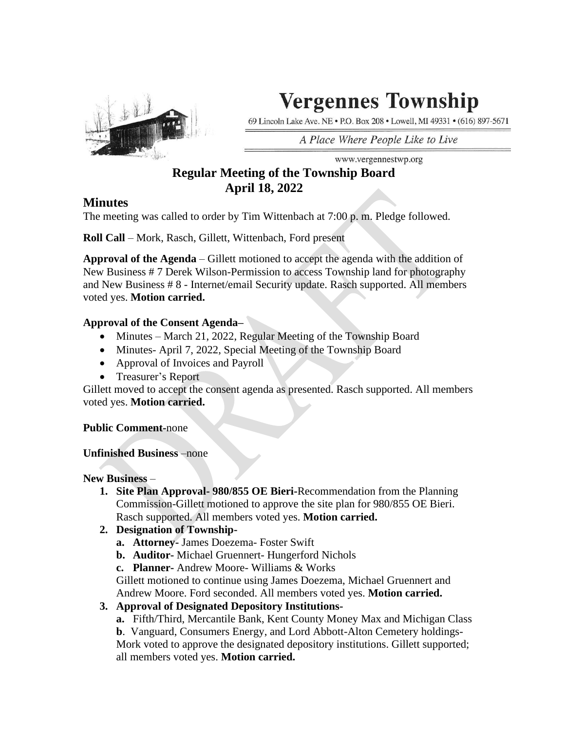# Vergennes Township

69 Lincoln Lake Ave. NE • P.O. Box 208 • Lowell, MI 49331 • (616) 897-5671

*A Place Where People Like to Live*

www.vergennestwp.org

## Regular Meeting of the Township Board
## April 18, 2022

## Minutes

The meeting was called to order by Tim Wittenbach at 7:00 p. m. Pledge followed.

**Roll Call** – Mork, Rasch, Gillett, Wittenbach, Ford present

**Approval of the Agenda** – Gillett motioned to accept the agenda with the addition of New Business # 7 Derek Wilson-Permission to access Township land for photography and New Business # 8 - Internet/email Security update. Rasch supported. All members voted yes. **Motion carried.**

**Approval of the Consent Agenda–**

- Minutes – March 21, 2022, Regular Meeting of the Township Board
- Minutes- April 7, 2022, Special Meeting of the Township Board
- Approval of Invoices and Payroll
- Treasurer's Report

Gillett moved to accept the consent agenda as presented. Rasch supported. All members voted yes. **Motion carried.**

**Public Comment-**none

**Unfinished Business** –none

**New Business** –

1. **Site Plan Approval- 980/855 OE Bieri-**Recommendation from the Planning Commission-Gillett motioned to approve the site plan for 980/855 OE Bieri. Rasch supported. All members voted yes. **Motion carried.**
2. **Designation of Township-**
   a. **Attorney-** James Doezema- Foster Swift
   b. **Auditor-** Michael Gruennert- Hungerford Nichols
   c. **Planner-** Andrew Moore- Williams & Works

   Gillett motioned to continue using James Doezema, Michael Gruennert and Andrew Moore. Ford seconded. All members voted yes. **Motion carried.**
3. **Approval of Designated Depository Institutions-**
   **a.** Fifth/Third, Mercantile Bank, Kent County Money Max and Michigan Class
   **b**. Vanguard, Consumers Energy, and Lord Abbott-Alton Cemetery holdings-

   Mork voted to approve the designated depository institutions. Gillett supported; all members voted yes. **Motion carried.**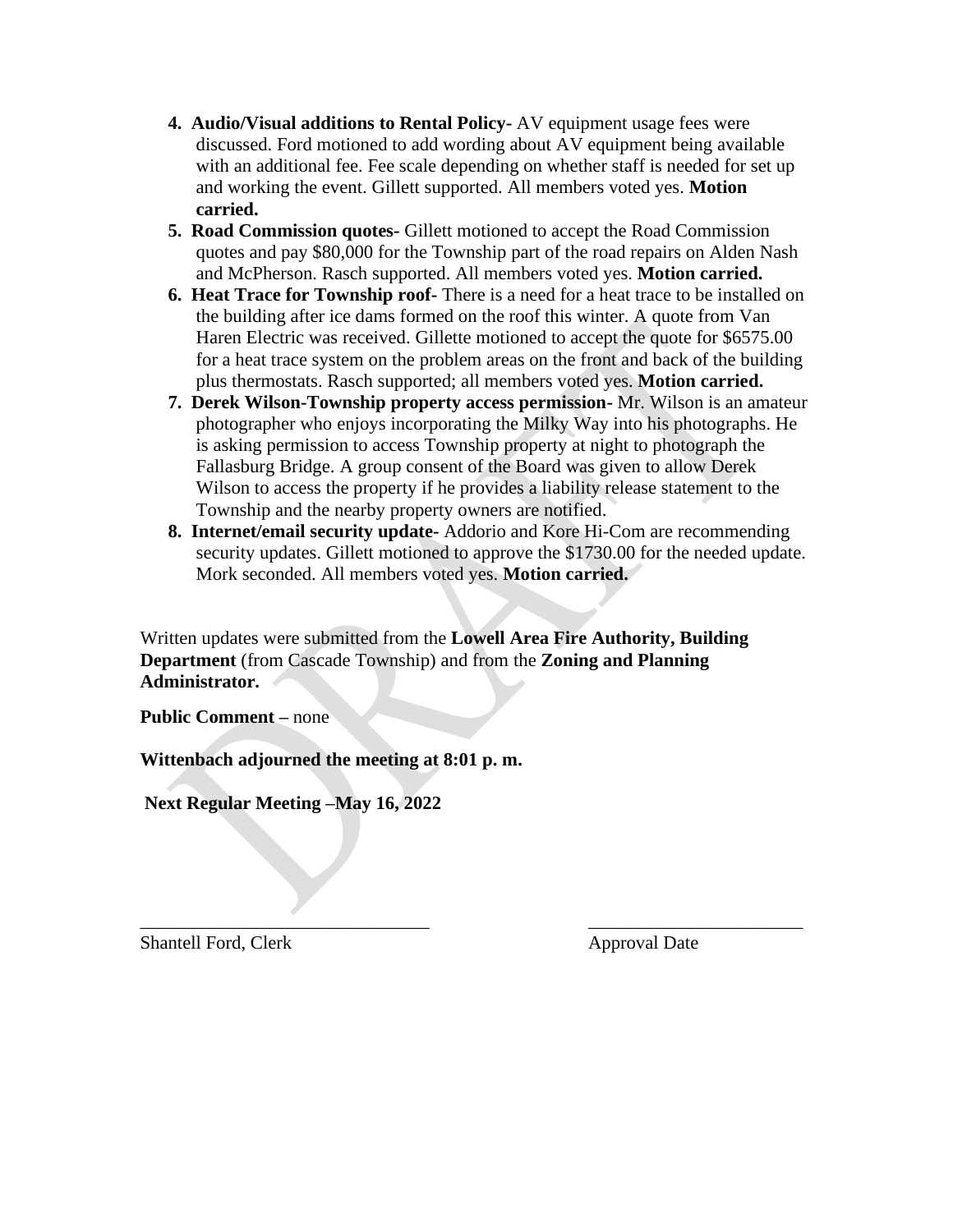4. **Audio/Visual additions to Rental Policy-** AV equipment usage fees were discussed. Ford motioned to add wording about AV equipment being available with an additional fee. Fee scale depending on whether staff is needed for set up and working the event. Gillett supported. All members voted yes. **Motion carried.**
5. **Road Commission quotes-** Gillett motioned to accept the Road Commission quotes and pay $80,000 for the Township part of the road repairs on Alden Nash and McPherson. Rasch supported. All members voted yes. **Motion carried.**
6. **Heat Trace for Township roof-** There is a need for a heat trace to be installed on the building after ice dams formed on the roof this winter. A quote from Van Haren Electric was received. Gillette motioned to accept the quote for $6575.00 for a heat trace system on the problem areas on the front and back of the building plus thermostats. Rasch supported; all members voted yes. **Motion carried.**
7. **Derek Wilson-Township property access permission-** Mr. Wilson is an amateur photographer who enjoys incorporating the Milky Way into his photographs. He is asking permission to access Township property at night to photograph the Fallasburg Bridge. A group consent of the Board was given to allow Derek Wilson to access the property if he provides a liability release statement to the Township and the nearby property owners are notified.
8. **Internet/email security update-** Addorio and Kore Hi-Com are recommending security updates. Gillett motioned to approve the $1730.00 for the needed update. Mork seconded. All members voted yes. **Motion carried.**

Written updates were submitted from the **Lowell Area Fire Authority, Building Department** (from Cascade Township) and from the **Zoning and Planning Administrator.**

**Public Comment –** none

**Wittenbach adjourned the meeting at 8:01 p. m.**

**Next Regular Meeting –May 16, 2022**

_______________________________ _______________________

Shantell Ford, Clerk Approval Date